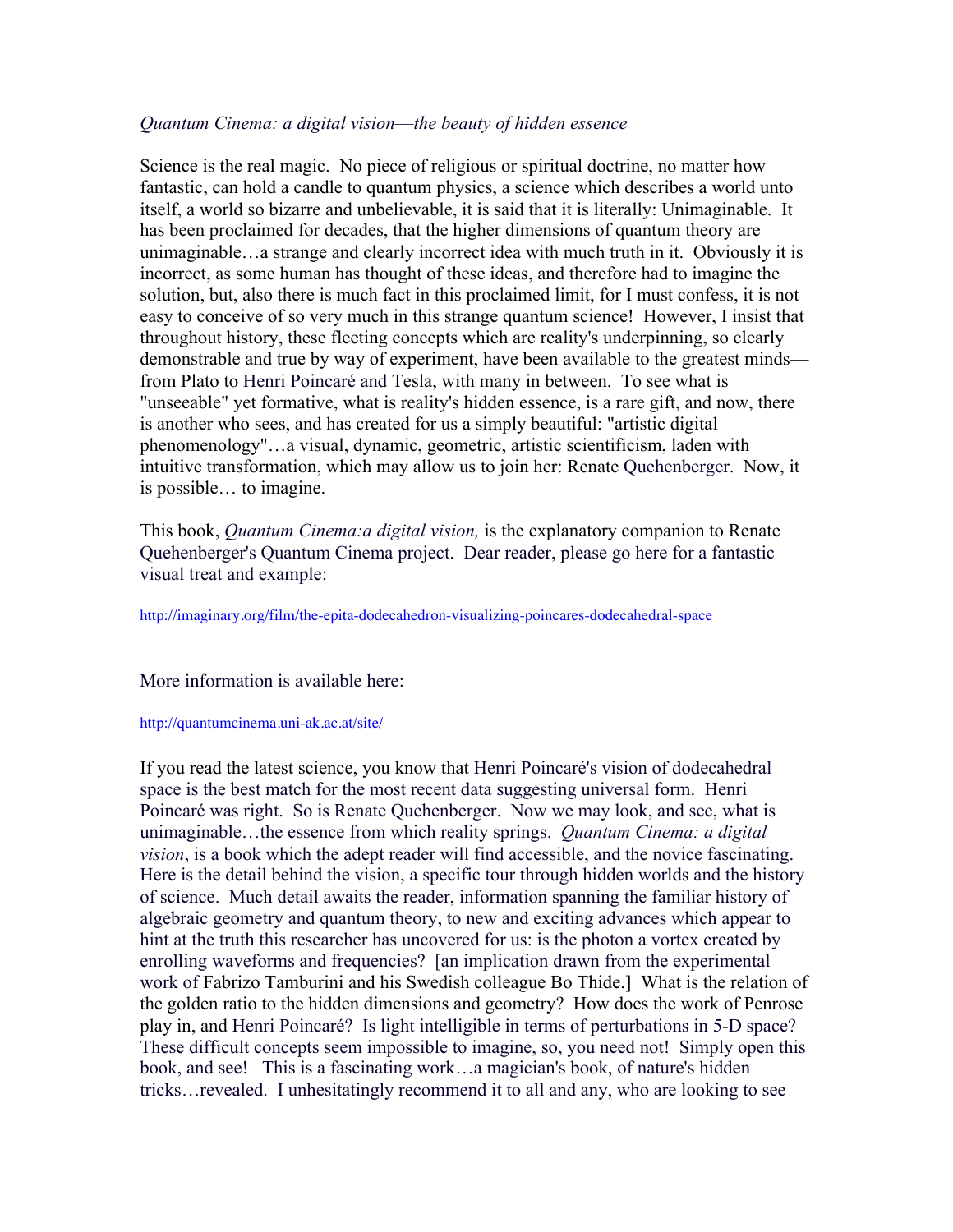*Quantum Cinema: a digital vision—the beauty of hidden essence*

Science is the real magic. No piece of religious or spiritual doctrine, no matter how fantastic, can hold a candle to quantum physics, a science which describes a world unto itself, a world so bizarre and unbelievable, it is said that it is literally: Unimaginable. It has been proclaimed for decades, that the higher dimensions of quantum theory are unimaginable…a strange and clearly incorrect idea with much truth in it. Obviously it is incorrect, as some human has thought of these ideas, and therefore had to imagine the solution, but, also there is much fact in this proclaimed limit, for I must confess, it is not easy to conceive of so very much in this strange quantum science! However, I insist that throughout history, these fleeting concepts which are reality's underpinning, so clearly demonstrable and true by way of experiment, have been available to the greatest minds—from Plato to Henri Poincaré and Tesla, with many in between. To see what is "unseeable" yet formative, what is reality's hidden essence, is a rare gift, and now, there is another who sees, and has created for us a simply beautiful: "artistic digital phenomenology"…a visual, dynamic, geometric, artistic scientificism, laden with intuitive transformation, which may allow us to join her: Renate Quehenberger. Now, it is possible… to imagine.

This book, *Quantum Cinema:a digital vision,* is the explanatory companion to Renate Quehenberger's Quantum Cinema project. Dear reader, please go here for a fantastic visual treat and example:

http://imaginary.org/film/the-epita-dodecahedron-visualizing-poincares-dodecahedral-space

More information is available here:

http://quantumcinema.uni-ak.ac.at/site/

If you read the latest science, you know that Henri Poincaré's vision of dodecahedral space is the best match for the most recent data suggesting universal form. Henri Poincaré was right. So is Renate Quehenberger. Now we may look, and see, what is unimaginable…the essence from which reality springs. *Quantum Cinema: a digital vision*, is a book which the adept reader will find accessible, and the novice fascinating. Here is the detail behind the vision, a specific tour through hidden worlds and the history of science. Much detail awaits the reader, information spanning the familiar history of algebraic geometry and quantum theory, to new and exciting advances which appear to hint at the truth this researcher has uncovered for us: is the photon a vortex created by enrolling waveforms and frequencies? [an implication drawn from the experimental work of Fabrizo Tamburini and his Swedish colleague Bo Thide.] What is the relation of the golden ratio to the hidden dimensions and geometry? How does the work of Penrose play in, and Henri Poincaré? Is light intelligible in terms of perturbations in 5-D space? These difficult concepts seem impossible to imagine, so, you need not! Simply open this book, and see! This is a fascinating work…a magician's book, of nature's hidden tricks…revealed. I unhesitatingly recommend it to all and any, who are looking to see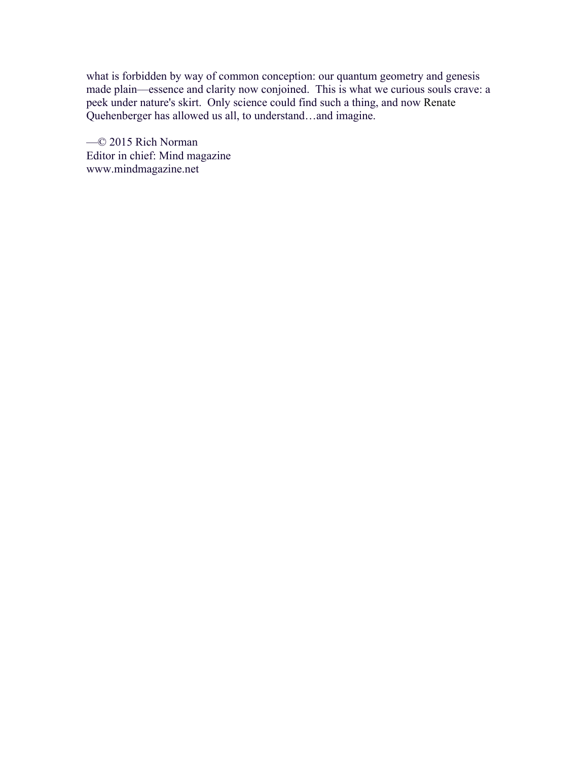what is forbidden by way of common conception: our quantum geometry and genesis made plain—essence and clarity now conjoined. This is what we curious souls crave: a peek under nature's skirt. Only science could find such a thing, and now Renate Quehenberger has allowed us all, to understand…and imagine.

—© 2015 Rich Norman
Editor in chief: Mind magazine
www.mindmagazine.net